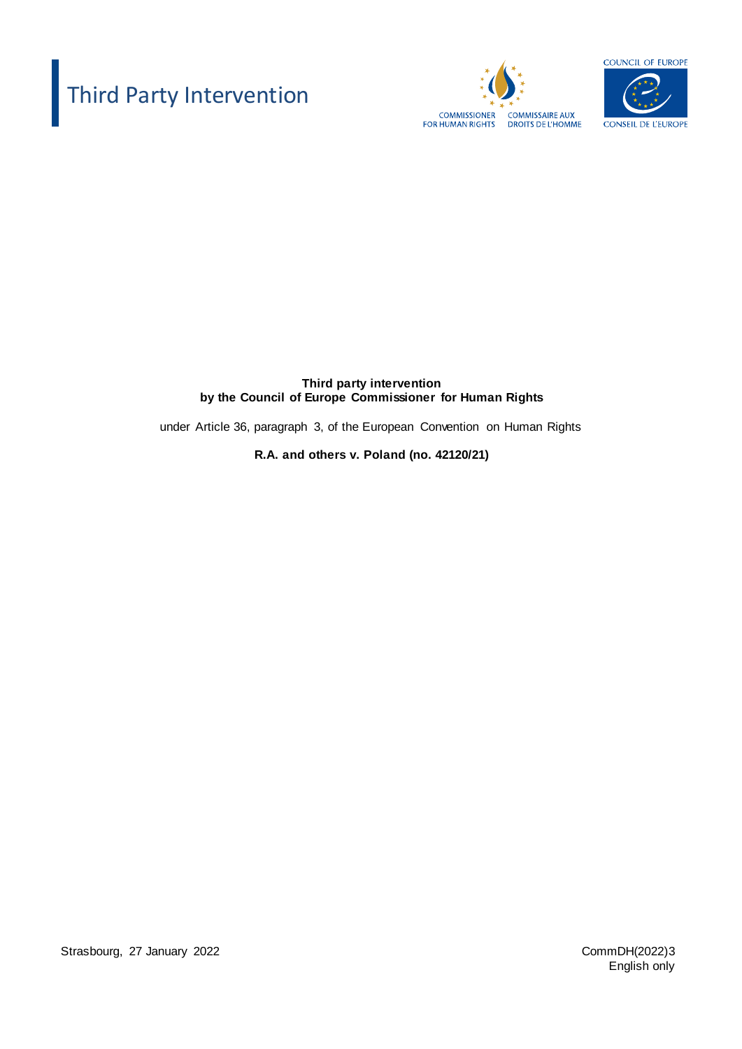# Third Party Intervention

COMMISSIONER FOR HUMAN RIGHTS

COMMISSAIRE AUX DROITS DE L'HOMME

COUNCIL OF EUROPE

CONSEIL DE L'EUROPE

**Third party intervention**
**by the Council of Europe Commissioner for Human Rights**

under Article 36, paragraph 3, of the European Convention on Human Rights

**R.A. and others v. Poland (no. 42120/21)**

Strasbourg, 27 January 2022

CommDH(2022)3
English only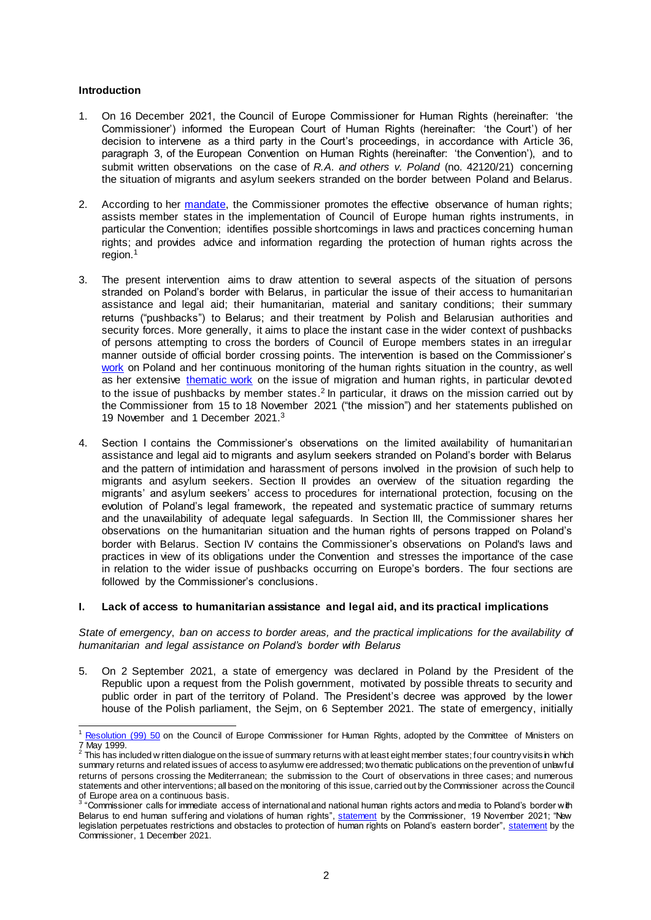## Introduction

1. On 16 December 2021, the Council of Europe Commissioner for Human Rights (hereinafter: 'the Commissioner') informed the European Court of Human Rights (hereinafter: 'the Court') of her decision to intervene as a third party in the Court's proceedings, in accordance with Article 36, paragraph 3, of the European Convention on Human Rights (hereinafter: 'the Convention'), and to submit written observations on the case of *R.A. and others v. Poland* (no. 42120/21) concerning the situation of migrants and asylum seekers stranded on the border between Poland and Belarus.

2. According to her mandate, the Commissioner promotes the effective observance of human rights; assists member states in the implementation of Council of Europe human rights instruments, in particular the Convention; identifies possible shortcomings in laws and practices concerning human rights; and provides advice and information regarding the protection of human rights across the region.[1]

3. The present intervention aims to draw attention to several aspects of the situation of persons stranded on Poland's border with Belarus, in particular the issue of their access to humanitarian assistance and legal aid; their humanitarian, material and sanitary conditions; their summary returns ("pushbacks") to Belarus; and their treatment by Polish and Belarusian authorities and security forces. More generally, it aims to place the instant case in the wider context of pushbacks of persons attempting to cross the borders of Council of Europe members states in an irregular manner outside of official border crossing points. The intervention is based on the Commissioner's work on Poland and her continuous monitoring of the human rights situation in the country, as well as her extensive thematic work on the issue of migration and human rights, in particular devoted to the issue of pushbacks by member states.[2] In particular, it draws on the mission carried out by the Commissioner from 15 to 18 November 2021 ("the mission") and her statements published on 19 November and 1 December 2021.[3]

4. Section I contains the Commissioner's observations on the limited availability of humanitarian assistance and legal aid to migrants and asylum seekers stranded on Poland's border with Belarus and the pattern of intimidation and harassment of persons involved in the provision of such help to migrants and asylum seekers. Section II provides an overview of the situation regarding the migrants' and asylum seekers' access to procedures for international protection, focusing on the evolution of Poland's legal framework, the repeated and systematic practice of summary returns and the unavailability of adequate legal safeguards. In Section III, the Commissioner shares her observations on the humanitarian situation and the human rights of persons trapped on Poland's border with Belarus. Section IV contains the Commissioner's observations on Poland's laws and practices in view of its obligations under the Convention and stresses the importance of the case in relation to the wider issue of pushbacks occurring on Europe's borders. The four sections are followed by the Commissioner's conclusions.

## I. Lack of access to humanitarian assistance and legal aid, and its practical implications

*State of emergency, ban on access to border areas, and the practical implications for the availability of humanitarian and legal assistance on Poland's border with Belarus*

5. On 2 September 2021, a state of emergency was declared in Poland by the President of the Republic upon a request from the Polish government, motivated by possible threats to security and public order in part of the territory of Poland. The President's decree was approved by the lower house of the Polish parliament, the Sejm, on 6 September 2021. The state of emergency, initially

---

[1] Resolution (99) 50 on the Council of Europe Commissioner for Human Rights, adopted by the Committee of Ministers on 7 May 1999.

[2] This has included written dialogue on the issue of summary returns with at least eight member states; four country visits in which summary returns and related issues of access to asylum were addressed; two thematic publications on the prevention of unlawful returns of persons crossing the Mediterranean; the submission to the Court of observations in three cases; and numerous statements and other interventions; all based on the monitoring of this issue, carried out by the Commissioner across the Council of Europe area on a continuous basis.

[3] "Commissioner calls for immediate access of international and national human rights actors and media to Poland's border with Belarus to end human suffering and violations of human rights", statement by the Commissioner, 19 November 2021; "New legislation perpetuates restrictions and obstacles to protection of human rights on Poland's eastern border", statement by the Commissioner, 1 December 2021.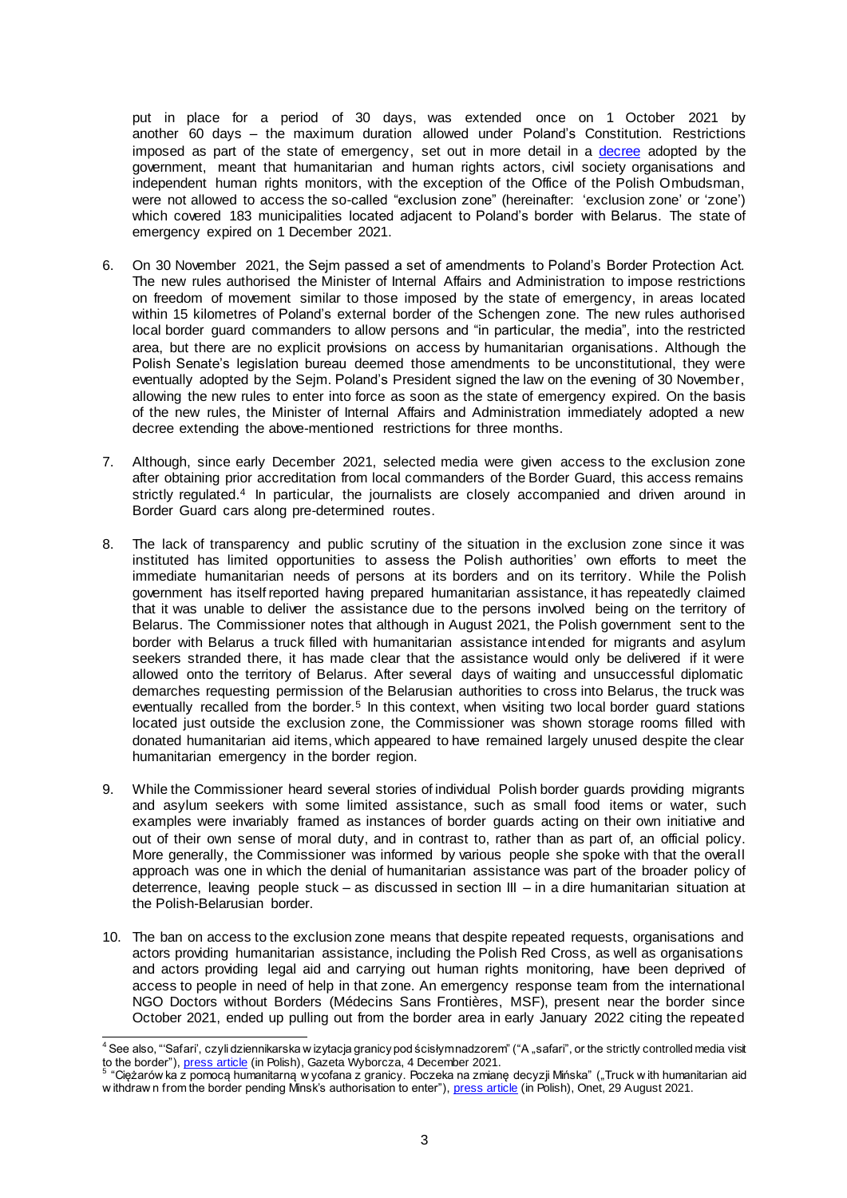put in place for a period of 30 days, was extended once on 1 October 2021 by another 60 days – the maximum duration allowed under Poland's Constitution. Restrictions imposed as part of the state of emergency, set out in more detail in a decree adopted by the government, meant that humanitarian and human rights actors, civil society organisations and independent human rights monitors, with the exception of the Office of the Polish Ombudsman, were not allowed to access the so-called "exclusion zone" (hereinafter: 'exclusion zone' or 'zone') which covered 183 municipalities located adjacent to Poland's border with Belarus. The state of emergency expired on 1 December 2021.

6. On 30 November 2021, the Sejm passed a set of amendments to Poland's Border Protection Act. The new rules authorised the Minister of Internal Affairs and Administration to impose restrictions on freedom of movement similar to those imposed by the state of emergency, in areas located within 15 kilometres of Poland's external border of the Schengen zone. The new rules authorised local border guard commanders to allow persons and "in particular, the media", into the restricted area, but there are no explicit provisions on access by humanitarian organisations. Although the Polish Senate's legislation bureau deemed those amendments to be unconstitutional, they were eventually adopted by the Sejm. Poland's President signed the law on the evening of 30 November, allowing the new rules to enter into force as soon as the state of emergency expired. On the basis of the new rules, the Minister of Internal Affairs and Administration immediately adopted a new decree extending the above-mentioned restrictions for three months.

7. Although, since early December 2021, selected media were given access to the exclusion zone after obtaining prior accreditation from local commanders of the Border Guard, this access remains strictly regulated.[4] In particular, the journalists are closely accompanied and driven around in Border Guard cars along pre-determined routes.

8. The lack of transparency and public scrutiny of the situation in the exclusion zone since it was instituted has limited opportunities to assess the Polish authorities' own efforts to meet the immediate humanitarian needs of persons at its borders and on its territory. While the Polish government has itself reported having prepared humanitarian assistance, it has repeatedly claimed that it was unable to deliver the assistance due to the persons involved being on the territory of Belarus. The Commissioner notes that although in August 2021, the Polish government sent to the border with Belarus a truck filled with humanitarian assistance intended for migrants and asylum seekers stranded there, it has made clear that the assistance would only be delivered if it were allowed onto the territory of Belarus. After several days of waiting and unsuccessful diplomatic demarches requesting permission of the Belarusian authorities to cross into Belarus, the truck was eventually recalled from the border.[5] In this context, when visiting two local border guard stations located just outside the exclusion zone, the Commissioner was shown storage rooms filled with donated humanitarian aid items, which appeared to have remained largely unused despite the clear humanitarian emergency in the border region.

9. While the Commissioner heard several stories of individual Polish border guards providing migrants and asylum seekers with some limited assistance, such as small food items or water, such examples were invariably framed as instances of border guards acting on their own initiative and out of their own sense of moral duty, and in contrast to, rather than as part of, an official policy. More generally, the Commissioner was informed by various people she spoke with that the overall approach was one in which the denial of humanitarian assistance was part of the broader policy of deterrence, leaving people stuck – as discussed in section III – in a dire humanitarian situation at the Polish-Belarusian border.

10. The ban on access to the exclusion zone means that despite repeated requests, organisations and actors providing humanitarian assistance, including the Polish Red Cross, as well as organisations and actors providing legal aid and carrying out human rights monitoring, have been deprived of access to people in need of help in that zone. An emergency response team from the international NGO Doctors without Borders (Médecins Sans Frontières, MSF), present near the border since October 2021, ended up pulling out from the border area in early January 2022 citing the repeated

---

[4] See also, "'Safari', czyli dziennikarska wizytacja granicy pod ścisłym nadzorem" ("A „safari", or the strictly controlled media visit to the border"), press article (in Polish), Gazeta Wyborcza, 4 December 2021.

[5] "Ciężarówka z pomocą humanitarną wycofana z granicy. Poczeka na zmianę decyzji Mińska" („Truck with humanitarian aid withdrawn from the border pending Minsk's authorisation to enter"), press article (in Polish), Onet, 29 August 2021.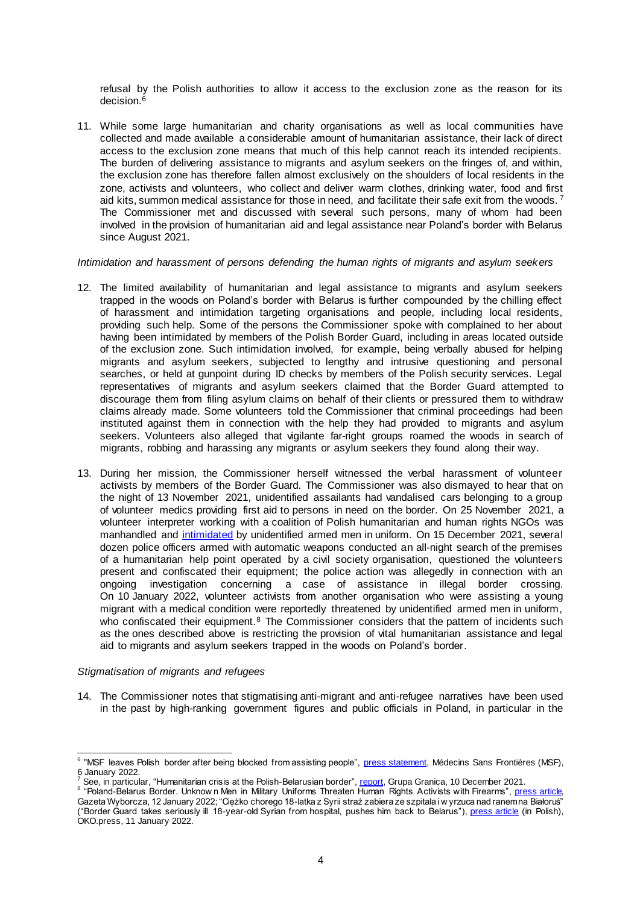refusal by the Polish authorities to allow it access to the exclusion zone as the reason for its decision.[6]

11. While some large humanitarian and charity organisations as well as local communities have collected and made available a considerable amount of humanitarian assistance, their lack of direct access to the exclusion zone means that much of this help cannot reach its intended recipients. The burden of delivering assistance to migrants and asylum seekers on the fringes of, and within, the exclusion zone has therefore fallen almost exclusively on the shoulders of local residents in the zone, activists and volunteers, who collect and deliver warm clothes, drinking water, food and first aid kits, summon medical assistance for those in need, and facilitate their safe exit from the woods.[7] The Commissioner met and discussed with several such persons, many of whom had been involved in the provision of humanitarian aid and legal assistance near Poland's border with Belarus since August 2021.

*Intimidation and harassment of persons defending the human rights of migrants and asylum seekers*

12. The limited availability of humanitarian and legal assistance to migrants and asylum seekers trapped in the woods on Poland's border with Belarus is further compounded by the chilling effect of harassment and intimidation targeting organisations and people, including local residents, providing such help. Some of the persons the Commissioner spoke with complained to her about having been intimidated by members of the Polish Border Guard, including in areas located outside of the exclusion zone. Such intimidation involved, for example, being verbally abused for helping migrants and asylum seekers, subjected to lengthy and intrusive questioning and personal searches, or held at gunpoint during ID checks by members of the Polish security services. Legal representatives of migrants and asylum seekers claimed that the Border Guard attempted to discourage them from filing asylum claims on behalf of their clients or pressured them to withdraw claims already made. Some volunteers told the Commissioner that criminal proceedings had been instituted against them in connection with the help they had provided to migrants and asylum seekers. Volunteers also alleged that vigilante far-right groups roamed the woods in search of migrants, robbing and harassing any migrants or asylum seekers they found along their way.

13. During her mission, the Commissioner herself witnessed the verbal harassment of volunteer activists by members of the Border Guard. The Commissioner was also dismayed to hear that on the night of 13 November 2021, unidentified assailants had vandalised cars belonging to a group of volunteer medics providing first aid to persons in need on the border. On 25 November 2021, a volunteer interpreter working with a coalition of Polish humanitarian and human rights NGOs was manhandled and intimidated by unidentified armed men in uniform. On 15 December 2021, several dozen police officers armed with automatic weapons conducted an all-night search of the premises of a humanitarian help point operated by a civil society organisation, questioned the volunteers present and confiscated their equipment; the police action was allegedly in connection with an ongoing investigation concerning a case of assistance in illegal border crossing. On 10 January 2022, volunteer activists from another organisation who were assisting a young migrant with a medical condition were reportedly threatened by unidentified armed men in uniform, who confiscated their equipment.[8] The Commissioner considers that the pattern of incidents such as the ones described above is restricting the provision of vital humanitarian assistance and legal aid to migrants and asylum seekers trapped in the woods on Poland's border.

*Stigmatisation of migrants and refugees*

14. The Commissioner notes that stigmatising anti-migrant and anti-refugee narratives have been used in the past by high-ranking government figures and public officials in Poland, in particular in the

---

[6] "MSF leaves Polish border after being blocked from assisting people", press statement, Médecins Sans Frontières (MSF), 6 January 2022.

[7] See, in particular, "Humanitarian crisis at the Polish-Belarusian border", report, Grupa Granica, 10 December 2021.

[8] "Poland-Belarus Border. Unknown Men in Military Uniforms Threaten Human Rights Activists with Firearms", press article, Gazeta Wyborcza, 12 January 2022; "Ciężko chorego 18-latka z Syrii straż zabiera ze szpitala i wyrzuca nad ranem na Białoruś" ("Border Guard takes seriously ill 18-year-old Syrian from hospital, pushes him back to Belarus"), press article (in Polish), OKO.press, 11 January 2022.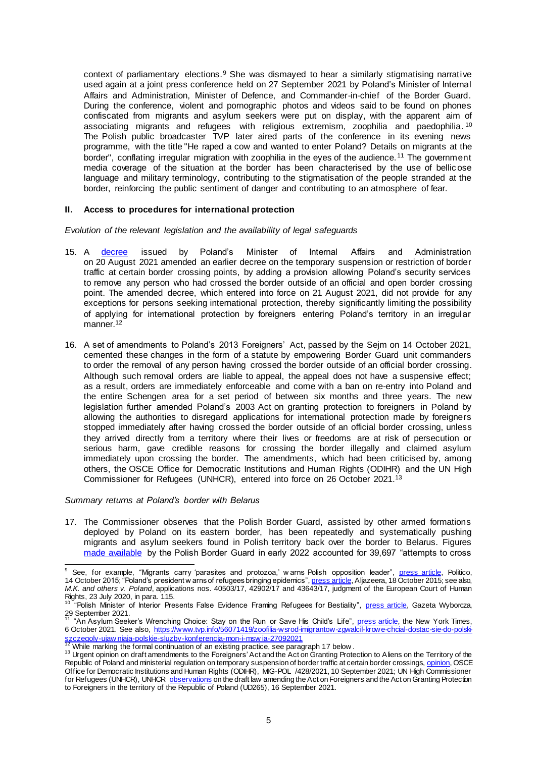context of parliamentary elections.[9] She was dismayed to hear a similarly stigmatising narrative used again at a joint press conference held on 27 September 2021 by Poland's Minister of Internal Affairs and Administration, Minister of Defence, and Commander-in-chief of the Border Guard. During the conference, violent and pornographic photos and videos said to be found on phones confiscated from migrants and asylum seekers were put on display, with the apparent aim of associating migrants and refugees with religious extremism, zoophilia and paedophilia.[10] The Polish public broadcaster TVP later aired parts of the conference in its evening news programme, with the title "He raped a cow and wanted to enter Poland? Details on migrants at the border", conflating irregular migration with zoophilia in the eyes of the audience.[11] The government media coverage of the situation at the border has been characterised by the use of bellicose language and military terminology, contributing to the stigmatisation of the people stranded at the border, reinforcing the public sentiment of danger and contributing to an atmosphere of fear.

## II. Access to procedures for international protection

*Evolution of the relevant legislation and the availability of legal safeguards*

15. A decree issued by Poland's Minister of Internal Affairs and Administration on 20 August 2021 amended an earlier decree on the temporary suspension or restriction of border traffic at certain border crossing points, by adding a provision allowing Poland's security services to remove any person who had crossed the border outside of an official and open border crossing point. The amended decree, which entered into force on 21 August 2021, did not provide for any exceptions for persons seeking international protection, thereby significantly limiting the possibility of applying for international protection by foreigners entering Poland's territory in an irregular manner.[12]

16. A set of amendments to Poland's 2013 Foreigners' Act, passed by the Sejm on 14 October 2021, cemented these changes in the form of a statute by empowering Border Guard unit commanders to order the removal of any person having crossed the border outside of an official border crossing. Although such removal orders are liable to appeal, the appeal does not have a suspensive effect; as a result, orders are immediately enforceable and come with a ban on re-entry into Poland and the entire Schengen area for a set period of between six months and three years. The new legislation further amended Poland's 2003 Act on granting protection to foreigners in Poland by allowing the authorities to disregard applications for international protection made by foreigners stopped immediately after having crossed the border outside of an official border crossing, unless they arrived directly from a territory where their lives or freedoms are at risk of persecution or serious harm, gave credible reasons for crossing the border illegally and claimed asylum immediately upon crossing the border. The amendments, which had been criticised by, among others, the OSCE Office for Democratic Institutions and Human Rights (ODIHR) and the UN High Commissioner for Refugees (UNHCR), entered into force on 26 October 2021.[13]

*Summary returns at Poland's border with Belarus*

17. The Commissioner observes that the Polish Border Guard, assisted by other armed formations deployed by Poland on its eastern border, has been repeatedly and systematically pushing migrants and asylum seekers found in Polish territory back over the border to Belarus. Figures made available by the Polish Border Guard in early 2022 accounted for 39,697 "attempts to cross

---

[9] See, for example, "Migrants carry 'parasites and protozoa,' warns Polish opposition leader", press article, Politico, 14 October 2015; "Poland's president warns of refugees bringing epidemics", press article, Aljazeera, 18 October 2015; see also, *M.K. and others v. Poland*, applications nos. 40503/17, 42902/17 and 43643/17, judgment of the European Court of Human Rights, 23 July 2020, in para. 115.

[10] "Polish Minister of Interior Presents False Evidence Framing Refugees for Bestiality", press article, Gazeta Wyborcza, 29 September 2021.

[11] "An Asylum Seeker's Wrenching Choice: Stay on the Run or Save His Child's Life", press article, the New York Times, 6 October 2021. See also, https://www.tvp.info/56071419/zoofilia-wsrod-imigrantow-zgwalcil-krowe-chcial-dostac-sie-do-polski-szczegoly-ujawniaja-polskie-sluzby-konferencja-mon-i-mswia-27092021

[12] While marking the formal continuation of an existing practice, see paragraph 17 below.

[13] Urgent opinion on draft amendments to the Foreigners' Act and the Act on Granting Protection to Aliens on the Territory of the Republic of Poland and ministerial regulation on temporary suspension of border traffic at certain border crossings, opinion, OSCE Office for Democratic Institutions and Human Rights (ODIHR), MIG-POL /428/2021, 10 September 2021; UN High Commissioner for Refugees (UNHCR), UNHCR observations on the draft law amending the Act on Foreigners and the Act on Granting Protection to Foreigners in the territory of the Republic of Poland (UD265), 16 September 2021.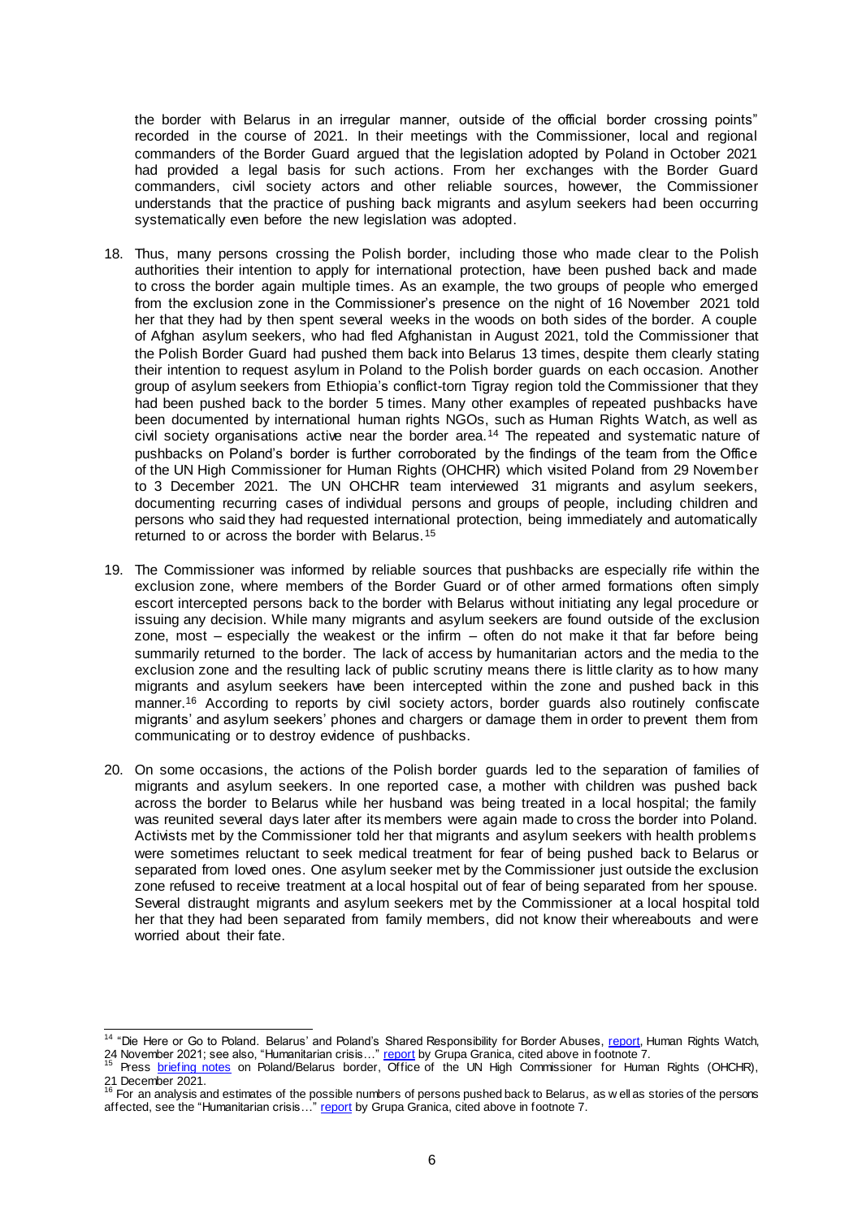the border with Belarus in an irregular manner, outside of the official border crossing points" recorded in the course of 2021. In their meetings with the Commissioner, local and regional commanders of the Border Guard argued that the legislation adopted by Poland in October 2021 had provided a legal basis for such actions. From her exchanges with the Border Guard commanders, civil society actors and other reliable sources, however, the Commissioner understands that the practice of pushing back migrants and asylum seekers had been occurring systematically even before the new legislation was adopted.

18. Thus, many persons crossing the Polish border, including those who made clear to the Polish authorities their intention to apply for international protection, have been pushed back and made to cross the border again multiple times. As an example, the two groups of people who emerged from the exclusion zone in the Commissioner's presence on the night of 16 November 2021 told her that they had by then spent several weeks in the woods on both sides of the border. A couple of Afghan asylum seekers, who had fled Afghanistan in August 2021, told the Commissioner that the Polish Border Guard had pushed them back into Belarus 13 times, despite them clearly stating their intention to request asylum in Poland to the Polish border guards on each occasion. Another group of asylum seekers from Ethiopia's conflict-torn Tigray region told the Commissioner that they had been pushed back to the border 5 times. Many other examples of repeated pushbacks have been documented by international human rights NGOs, such as Human Rights Watch, as well as civil society organisations active near the border area.[14] The repeated and systematic nature of pushbacks on Poland's border is further corroborated by the findings of the team from the Office of the UN High Commissioner for Human Rights (OHCHR) which visited Poland from 29 November to 3 December 2021. The UN OHCHR team interviewed 31 migrants and asylum seekers, documenting recurring cases of individual persons and groups of people, including children and persons who said they had requested international protection, being immediately and automatically returned to or across the border with Belarus.[15]

19. The Commissioner was informed by reliable sources that pushbacks are especially rife within the exclusion zone, where members of the Border Guard or of other armed formations often simply escort intercepted persons back to the border with Belarus without initiating any legal procedure or issuing any decision. While many migrants and asylum seekers are found outside of the exclusion zone, most – especially the weakest or the infirm – often do not make it that far before being summarily returned to the border. The lack of access by humanitarian actors and the media to the exclusion zone and the resulting lack of public scrutiny means there is little clarity as to how many migrants and asylum seekers have been intercepted within the zone and pushed back in this manner.[16] According to reports by civil society actors, border guards also routinely confiscate migrants' and asylum seekers' phones and chargers or damage them in order to prevent them from communicating or to destroy evidence of pushbacks.

20. On some occasions, the actions of the Polish border guards led to the separation of families of migrants and asylum seekers. In one reported case, a mother with children was pushed back across the border to Belarus while her husband was being treated in a local hospital; the family was reunited several days later after its members were again made to cross the border into Poland. Activists met by the Commissioner told her that migrants and asylum seekers with health problems were sometimes reluctant to seek medical treatment for fear of being pushed back to Belarus or separated from loved ones. One asylum seeker met by the Commissioner just outside the exclusion zone refused to receive treatment at a local hospital out of fear of being separated from her spouse. Several distraught migrants and asylum seekers met by the Commissioner at a local hospital told her that they had been separated from family members, did not know their whereabouts and were worried about their fate.

---

[14] "Die Here or Go to Poland. Belarus' and Poland's Shared Responsibility for Border Abuses, report, Human Rights Watch, 24 November 2021; see also, "Humanitarian crisis…" report by Grupa Granica, cited above in footnote 7.

[15] Press briefing notes on Poland/Belarus border, Office of the UN High Commissioner for Human Rights (OHCHR), 21 December 2021.

[16] For an analysis and estimates of the possible numbers of persons pushed back to Belarus, as well as stories of the persons affected, see the "Humanitarian crisis…" report by Grupa Granica, cited above in footnote 7.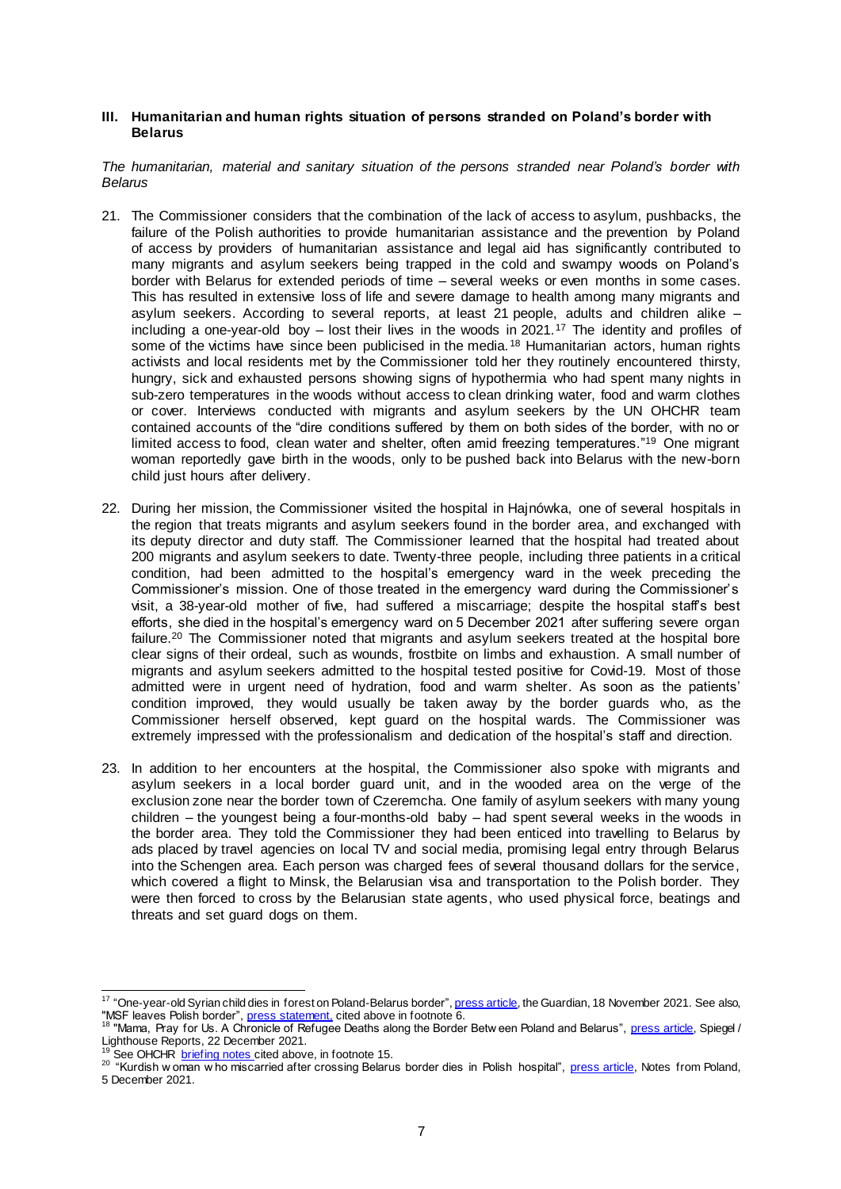## III. Humanitarian and human rights situation of persons stranded on Poland's border with Belarus

*The humanitarian, material and sanitary situation of the persons stranded near Poland's border with Belarus*

21. The Commissioner considers that the combination of the lack of access to asylum, pushbacks, the failure of the Polish authorities to provide humanitarian assistance and the prevention by Poland of access by providers of humanitarian assistance and legal aid has significantly contributed to many migrants and asylum seekers being trapped in the cold and swampy woods on Poland's border with Belarus for extended periods of time – several weeks or even months in some cases. This has resulted in extensive loss of life and severe damage to health among many migrants and asylum seekers. According to several reports, at least 21 people, adults and children alike – including a one-year-old boy – lost their lives in the woods in 2021.[17] The identity and profiles of some of the victims have since been publicised in the media.[18] Humanitarian actors, human rights activists and local residents met by the Commissioner told her they routinely encountered thirsty, hungry, sick and exhausted persons showing signs of hypothermia who had spent many nights in sub-zero temperatures in the woods without access to clean drinking water, food and warm clothes or cover. Interviews conducted with migrants and asylum seekers by the UN OHCHR team contained accounts of the "dire conditions suffered by them on both sides of the border, with no or limited access to food, clean water and shelter, often amid freezing temperatures."[19] One migrant woman reportedly gave birth in the woods, only to be pushed back into Belarus with the new-born child just hours after delivery.

22. During her mission, the Commissioner visited the hospital in Hajnówka, one of several hospitals in the region that treats migrants and asylum seekers found in the border area, and exchanged with its deputy director and duty staff. The Commissioner learned that the hospital had treated about 200 migrants and asylum seekers to date. Twenty-three people, including three patients in a critical condition, had been admitted to the hospital's emergency ward in the week preceding the Commissioner's mission. One of those treated in the emergency ward during the Commissioner's visit, a 38-year-old mother of five, had suffered a miscarriage; despite the hospital staff's best efforts, she died in the hospital's emergency ward on 5 December 2021 after suffering severe organ failure.[20] The Commissioner noted that migrants and asylum seekers treated at the hospital bore clear signs of their ordeal, such as wounds, frostbite on limbs and exhaustion. A small number of migrants and asylum seekers admitted to the hospital tested positive for Covid-19. Most of those admitted were in urgent need of hydration, food and warm shelter. As soon as the patients' condition improved, they would usually be taken away by the border guards who, as the Commissioner herself observed, kept guard on the hospital wards. The Commissioner was extremely impressed with the professionalism and dedication of the hospital's staff and direction.

23. In addition to her encounters at the hospital, the Commissioner also spoke with migrants and asylum seekers in a local border guard unit, and in the wooded area on the verge of the exclusion zone near the border town of Czeremcha. One family of asylum seekers with many young children – the youngest being a four-months-old baby – had spent several weeks in the woods in the border area. They told the Commissioner they had been enticed into travelling to Belarus by ads placed by travel agencies on local TV and social media, promising legal entry through Belarus into the Schengen area. Each person was charged fees of several thousand dollars for the service, which covered a flight to Minsk, the Belarusian visa and transportation to the Polish border. They were then forced to cross by the Belarusian state agents, who used physical force, beatings and threats and set guard dogs on them.

---

[17] "One-year-old Syrian child dies in forest on Poland-Belarus border", press article, the Guardian, 18 November 2021. See also, "MSF leaves Polish border", press statement, cited above in footnote 6.

[18] "Mama, Pray for Us. A Chronicle of Refugee Deaths along the Border Between Poland and Belarus", press article, Spiegel / Lighthouse Reports, 22 December 2021.

[19] See OHCHR briefing notes cited above, in footnote 15.

[20] "Kurdish woman who miscarried after crossing Belarus border dies in Polish hospital", press article, Notes from Poland, 5 December 2021.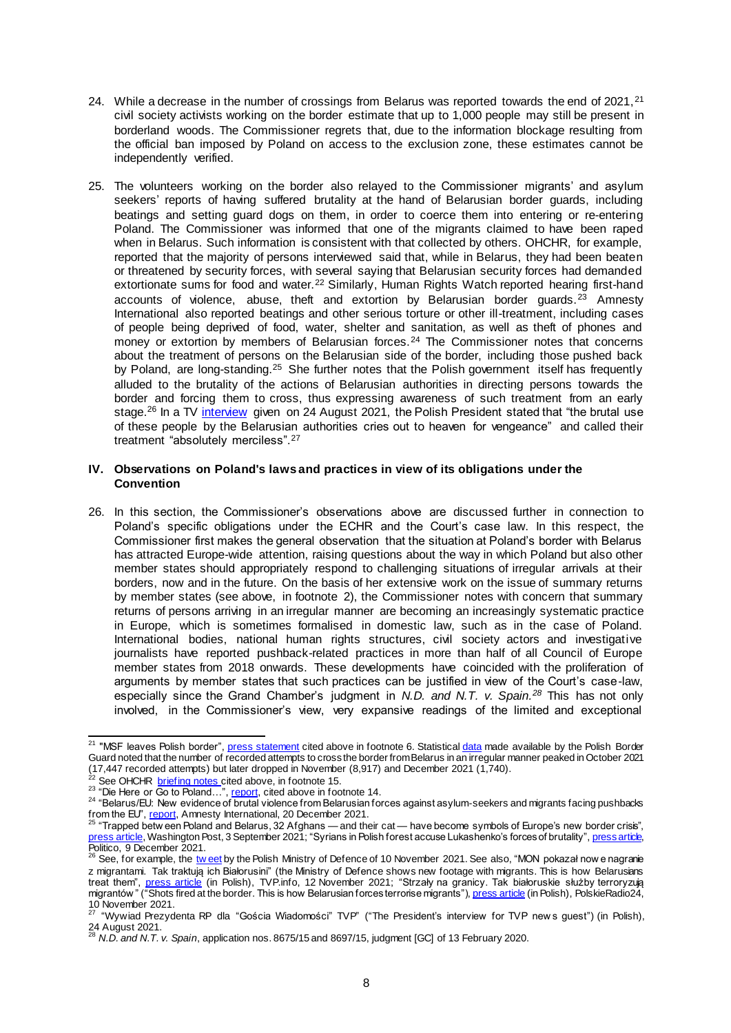24. While a decrease in the number of crossings from Belarus was reported towards the end of 2021,[21] civil society activists working on the border estimate that up to 1,000 people may still be present in borderland woods. The Commissioner regrets that, due to the information blockage resulting from the official ban imposed by Poland on access to the exclusion zone, these estimates cannot be independently verified.

25. The volunteers working on the border also relayed to the Commissioner migrants' and asylum seekers' reports of having suffered brutality at the hand of Belarusian border guards, including beatings and setting guard dogs on them, in order to coerce them into entering or re-entering Poland. The Commissioner was informed that one of the migrants claimed to have been raped when in Belarus. Such information is consistent with that collected by others. OHCHR, for example, reported that the majority of persons interviewed said that, while in Belarus, they had been beaten or threatened by security forces, with several saying that Belarusian security forces had demanded extortionate sums for food and water.[22] Similarly, Human Rights Watch reported hearing first-hand accounts of violence, abuse, theft and extortion by Belarusian border guards.[23] Amnesty International also reported beatings and other serious torture or other ill-treatment, including cases of people being deprived of food, water, shelter and sanitation, as well as theft of phones and money or extortion by members of Belarusian forces.[24] The Commissioner notes that concerns about the treatment of persons on the Belarusian side of the border, including those pushed back by Poland, are long-standing.[25] She further notes that the Polish government itself has frequently alluded to the brutality of the actions of Belarusian authorities in directing persons towards the border and forcing them to cross, thus expressing awareness of such treatment from an early stage.[26] In a TV interview given on 24 August 2021, the Polish President stated that "the brutal use of these people by the Belarusian authorities cries out to heaven for vengeance" and called their treatment "absolutely merciless".[27]

## IV. Observations on Poland's laws and practices in view of its obligations under the Convention

26. In this section, the Commissioner's observations above are discussed further in connection to Poland's specific obligations under the ECHR and the Court's case law. In this respect, the Commissioner first makes the general observation that the situation at Poland's border with Belarus has attracted Europe-wide attention, raising questions about the way in which Poland but also other member states should appropriately respond to challenging situations of irregular arrivals at their borders, now and in the future. On the basis of her extensive work on the issue of summary returns by member states (see above, in footnote 2), the Commissioner notes with concern that summary returns of persons arriving in an irregular manner are becoming an increasingly systematic practice in Europe, which is sometimes formalised in domestic law, such as in the case of Poland. International bodies, national human rights structures, civil society actors and investigative journalists have reported pushback-related practices in more than half of all Council of Europe member states from 2018 onwards. These developments have coincided with the proliferation of arguments by member states that such practices can be justified in view of the Court's case-law, especially since the Grand Chamber's judgment in *N.D. and N.T. v. Spain.*[28] This has not only involved, in the Commissioner's view, very expansive readings of the limited and exceptional

---

[21] "MSF leaves Polish border", press statement cited above in footnote 6. Statistical data made available by the Polish Border Guard noted that the number of recorded attempts to cross the border from Belarus in an irregular manner peaked in October 2021 (17,447 recorded attempts) but later dropped in November (8,917) and December 2021 (1,740).

[22] See OHCHR briefing notes cited above, in footnote 15.

[23] "Die Here or Go to Poland…", report, cited above in footnote 14.

[24] "Belarus/EU: New evidence of brutal violence from Belarusian forces against asylum-seekers and migrants facing pushbacks from the EU", report, Amnesty International, 20 December 2021.

[25] "Trapped between Poland and Belarus, 32 Afghans — and their cat — have become symbols of Europe's new border crisis", press article, Washington Post, 3 September 2021; "Syrians in Polish forest accuse Lukashenko's forces of brutality", press article, Politico, 9 December 2021.

[26] See, for example, the tweet by the Polish Ministry of Defence of 10 November 2021. See also, "MON pokazał nowe nagranie z migrantami. Tak traktują ich Białorusini" (the Ministry of Defence shows new footage with migrants. This is how Belarusians treat them", press article (in Polish), TVP.info, 12 November 2021; "Strzały na granicy. Tak białoruskie służby terroryzują migrantów" ("Shots fired at the border. This is how Belarusian forces terrorise migrants"), press article (in Polish), PolskieRadio24, 10 November 2021.

[27] "Wywiad Prezydenta RP dla "Gościa Wiadomości" TVP" ("The President's interview for TVP news guest") (in Polish), 24 August 2021.

[28] *N.D. and N.T. v. Spain*, application nos. 8675/15 and 8697/15, judgment [GC] of 13 February 2020.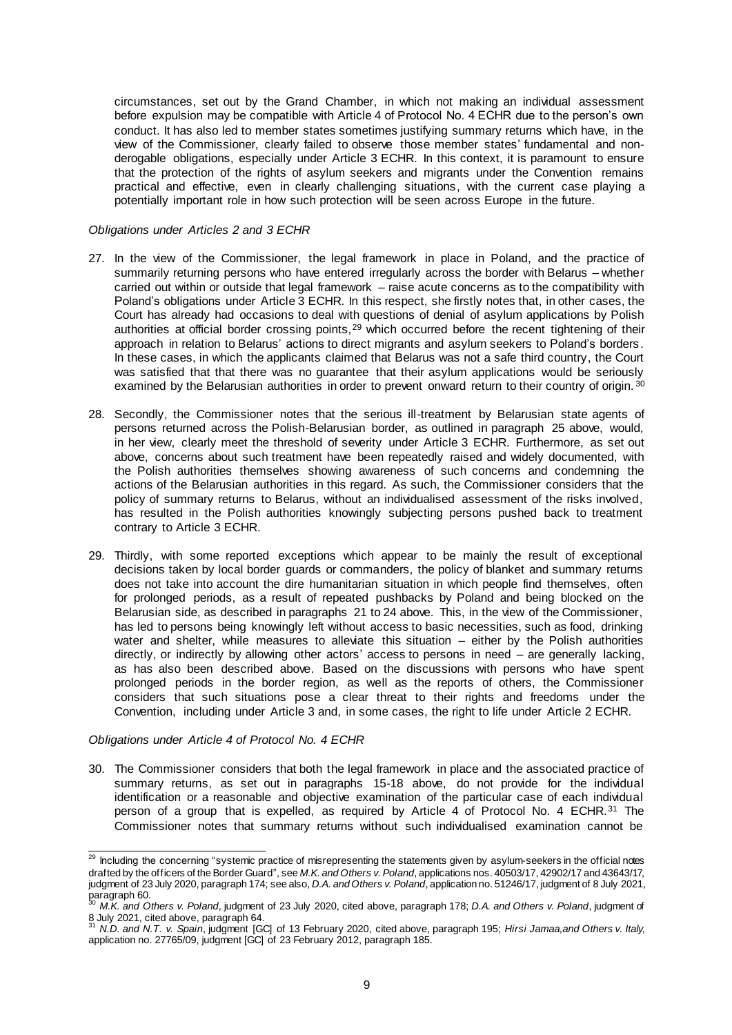circumstances, set out by the Grand Chamber, in which not making an individual assessment before expulsion may be compatible with Article 4 of Protocol No. 4 ECHR due to the person's own conduct. It has also led to member states sometimes justifying summary returns which have, in the view of the Commissioner, clearly failed to observe those member states' fundamental and non-derogable obligations, especially under Article 3 ECHR. In this context, it is paramount to ensure that the protection of the rights of asylum seekers and migrants under the Convention remains practical and effective, even in clearly challenging situations, with the current case playing a potentially important role in how such protection will be seen across Europe in the future.

*Obligations under Articles 2 and 3 ECHR*

27. In the view of the Commissioner, the legal framework in place in Poland, and the practice of summarily returning persons who have entered irregularly across the border with Belarus – whether carried out within or outside that legal framework – raise acute concerns as to the compatibility with Poland's obligations under Article 3 ECHR. In this respect, she firstly notes that, in other cases, the Court has already had occasions to deal with questions of denial of asylum applications by Polish authorities at official border crossing points,[29] which occurred before the recent tightening of their approach in relation to Belarus' actions to direct migrants and asylum seekers to Poland's borders. In these cases, in which the applicants claimed that Belarus was not a safe third country, the Court was satisfied that that there was no guarantee that their asylum applications would be seriously examined by the Belarusian authorities in order to prevent onward return to their country of origin.[30]

28. Secondly, the Commissioner notes that the serious ill-treatment by Belarusian state agents of persons returned across the Polish-Belarusian border, as outlined in paragraph 25 above, would, in her view, clearly meet the threshold of severity under Article 3 ECHR. Furthermore, as set out above, concerns about such treatment have been repeatedly raised and widely documented, with the Polish authorities themselves showing awareness of such concerns and condemning the actions of the Belarusian authorities in this regard. As such, the Commissioner considers that the policy of summary returns to Belarus, without an individualised assessment of the risks involved, has resulted in the Polish authorities knowingly subjecting persons pushed back to treatment contrary to Article 3 ECHR.

29. Thirdly, with some reported exceptions which appear to be mainly the result of exceptional decisions taken by local border guards or commanders, the policy of blanket and summary returns does not take into account the dire humanitarian situation in which people find themselves, often for prolonged periods, as a result of repeated pushbacks by Poland and being blocked on the Belarusian side, as described in paragraphs 21 to 24 above. This, in the view of the Commissioner, has led to persons being knowingly left without access to basic necessities, such as food, drinking water and shelter, while measures to alleviate this situation – either by the Polish authorities directly, or indirectly by allowing other actors' access to persons in need – are generally lacking, as has also been described above. Based on the discussions with persons who have spent prolonged periods in the border region, as well as the reports of others, the Commissioner considers that such situations pose a clear threat to their rights and freedoms under the Convention, including under Article 3 and, in some cases, the right to life under Article 2 ECHR.

*Obligations under Article 4 of Protocol No. 4 ECHR*

30. The Commissioner considers that both the legal framework in place and the associated practice of summary returns, as set out in paragraphs 15-18 above, do not provide for the individual identification or a reasonable and objective examination of the particular case of each individual person of a group that is expelled, as required by Article 4 of Protocol No. 4 ECHR.[31] The Commissioner notes that summary returns without such individualised examination cannot be

---

[29] Including the concerning "systemic practice of misrepresenting the statements given by asylum-seekers in the official notes drafted by the officers of the Border Guard", see *M.K. and Others v. Poland*, applications nos. 40503/17, 42902/17 and 43643/17, judgment of 23 July 2020, paragraph 174; see also, *D.A. and Others v. Poland*, application no. 51246/17, judgment of 8 July 2021, paragraph 60.

[30] *M.K. and Others v. Poland*, judgment of 23 July 2020, cited above, paragraph 178; *D.A. and Others v. Poland*, judgment of 8 July 2021, cited above, paragraph 64.

[31] *N.D. and N.T. v. Spain*, judgment [GC] of 13 February 2020, cited above, paragraph 195; *Hirsi Jamaa,and Others v. Italy*, application no. 27765/09, judgment [GC] of 23 February 2012, paragraph 185.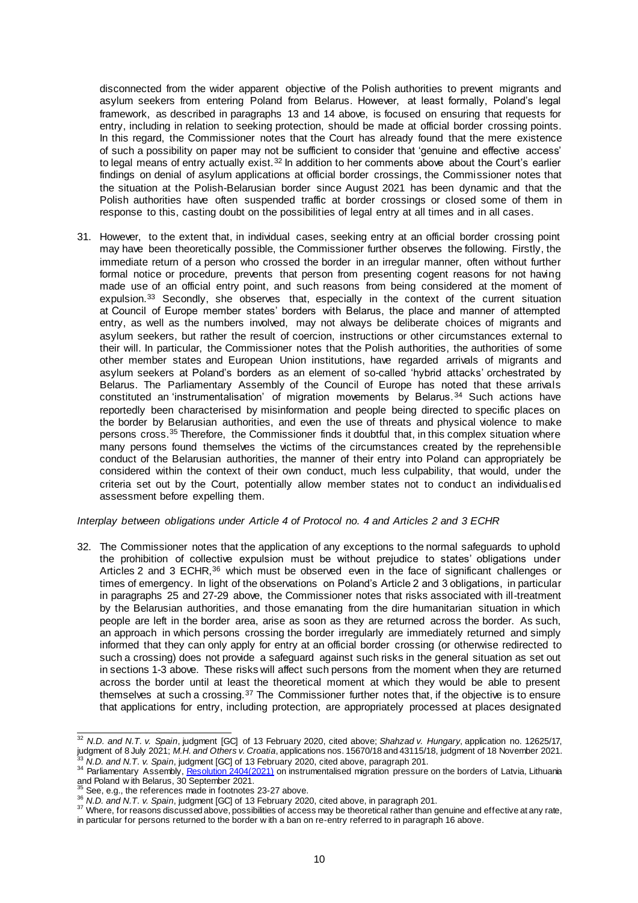disconnected from the wider apparent objective of the Polish authorities to prevent migrants and asylum seekers from entering Poland from Belarus. However, at least formally, Poland's legal framework, as described in paragraphs 13 and 14 above, is focused on ensuring that requests for entry, including in relation to seeking protection, should be made at official border crossing points. In this regard, the Commissioner notes that the Court has already found that the mere existence of such a possibility on paper may not be sufficient to consider that 'genuine and effective access' to legal means of entry actually exist.[32] In addition to her comments above about the Court's earlier findings on denial of asylum applications at official border crossings, the Commissioner notes that the situation at the Polish-Belarusian border since August 2021 has been dynamic and that the Polish authorities have often suspended traffic at border crossings or closed some of them in response to this, casting doubt on the possibilities of legal entry at all times and in all cases.

31. However, to the extent that, in individual cases, seeking entry at an official border crossing point may have been theoretically possible, the Commissioner further observes the following. Firstly, the immediate return of a person who crossed the border in an irregular manner, often without further formal notice or procedure, prevents that person from presenting cogent reasons for not having made use of an official entry point, and such reasons from being considered at the moment of expulsion.[33] Secondly, she observes that, especially in the context of the current situation at Council of Europe member states' borders with Belarus, the place and manner of attempted entry, as well as the numbers involved, may not always be deliberate choices of migrants and asylum seekers, but rather the result of coercion, instructions or other circumstances external to their will. In particular, the Commissioner notes that the Polish authorities, the authorities of some other member states and European Union institutions, have regarded arrivals of migrants and asylum seekers at Poland's borders as an element of so-called 'hybrid attacks' orchestrated by Belarus. The Parliamentary Assembly of the Council of Europe has noted that these arrivals constituted an 'instrumentalisation' of migration movements by Belarus.[34] Such actions have reportedly been characterised by misinformation and people being directed to specific places on the border by Belarusian authorities, and even the use of threats and physical violence to make persons cross.[35] Therefore, the Commissioner finds it doubtful that, in this complex situation where many persons found themselves the victims of the circumstances created by the reprehensible conduct of the Belarusian authorities, the manner of their entry into Poland can appropriately be considered within the context of their own conduct, much less culpability, that would, under the criteria set out by the Court, potentially allow member states not to conduct an individualised assessment before expelling them.

*Interplay between obligations under Article 4 of Protocol no. 4 and Articles 2 and 3 ECHR*

32. The Commissioner notes that the application of any exceptions to the normal safeguards to uphold the prohibition of collective expulsion must be without prejudice to states' obligations under Articles 2 and 3 ECHR,[36] which must be observed even in the face of significant challenges or times of emergency. In light of the observations on Poland's Article 2 and 3 obligations, in particular in paragraphs 25 and 27-29 above, the Commissioner notes that risks associated with ill-treatment by the Belarusian authorities, and those emanating from the dire humanitarian situation in which people are left in the border area, arise as soon as they are returned across the border. As such, an approach in which persons crossing the border irregularly are immediately returned and simply informed that they can only apply for entry at an official border crossing (or otherwise redirected to such a crossing) does not provide a safeguard against such risks in the general situation as set out in sections 1-3 above. These risks will affect such persons from the moment when they are returned across the border until at least the theoretical moment at which they would be able to present themselves at such a crossing.[37] The Commissioner further notes that, if the objective is to ensure that applications for entry, including protection, are appropriately processed at places designated

---

[32] *N.D. and N.T. v. Spain*, judgment [GC] of 13 February 2020, cited above; *Shahzad v. Hungary*, application no. 12625/17, judgment of 8 July 2021; *M.H. and Others v. Croatia*, applications nos. 15670/18 and 43115/18, judgment of 18 November 2021.

[33] *N.D. and N.T. v. Spain*, judgment [GC] of 13 February 2020, cited above, paragraph 201.

[34] Parliamentary Assembly, Resolution 2404(2021) on instrumentalised migration pressure on the borders of Latvia, Lithuania and Poland with Belarus, 30 September 2021.

[35] See, e.g., the references made in footnotes 23-27 above.

[36] *N.D. and N.T. v. Spain*, judgment [GC] of 13 February 2020, cited above, in paragraph 201.

[37] Where, for reasons discussed above, possibilities of access may be theoretical rather than genuine and effective at any rate, in particular for persons returned to the border with a ban on re-entry referred to in paragraph 16 above.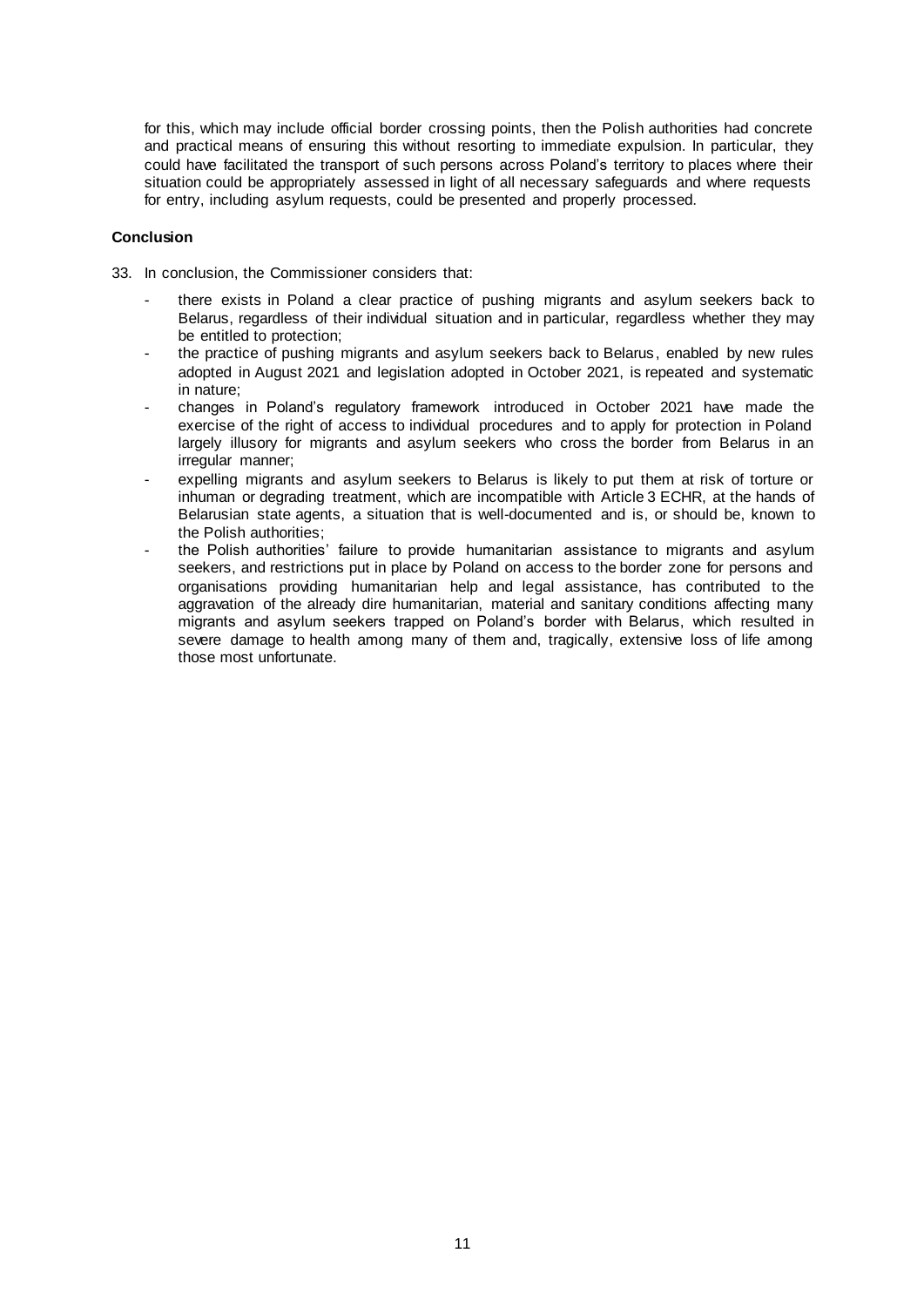for this, which may include official border crossing points, then the Polish authorities had concrete and practical means of ensuring this without resorting to immediate expulsion. In particular, they could have facilitated the transport of such persons across Poland's territory to places where their situation could be appropriately assessed in light of all necessary safeguards and where requests for entry, including asylum requests, could be presented and properly processed.

**Conclusion**

33. In conclusion, the Commissioner considers that:

- there exists in Poland a clear practice of pushing migrants and asylum seekers back to Belarus, regardless of their individual situation and in particular, regardless whether they may be entitled to protection;
- the practice of pushing migrants and asylum seekers back to Belarus, enabled by new rules adopted in August 2021 and legislation adopted in October 2021, is repeated and systematic in nature;
- changes in Poland's regulatory framework introduced in October 2021 have made the exercise of the right of access to individual procedures and to apply for protection in Poland largely illusory for migrants and asylum seekers who cross the border from Belarus in an irregular manner;
- expelling migrants and asylum seekers to Belarus is likely to put them at risk of torture or inhuman or degrading treatment, which are incompatible with Article 3 ECHR, at the hands of Belarusian state agents, a situation that is well-documented and is, or should be, known to the Polish authorities;
- the Polish authorities' failure to provide humanitarian assistance to migrants and asylum seekers, and restrictions put in place by Poland on access to the border zone for persons and organisations providing humanitarian help and legal assistance, has contributed to the aggravation of the already dire humanitarian, material and sanitary conditions affecting many migrants and asylum seekers trapped on Poland's border with Belarus, which resulted in severe damage to health among many of them and, tragically, extensive loss of life among those most unfortunate.